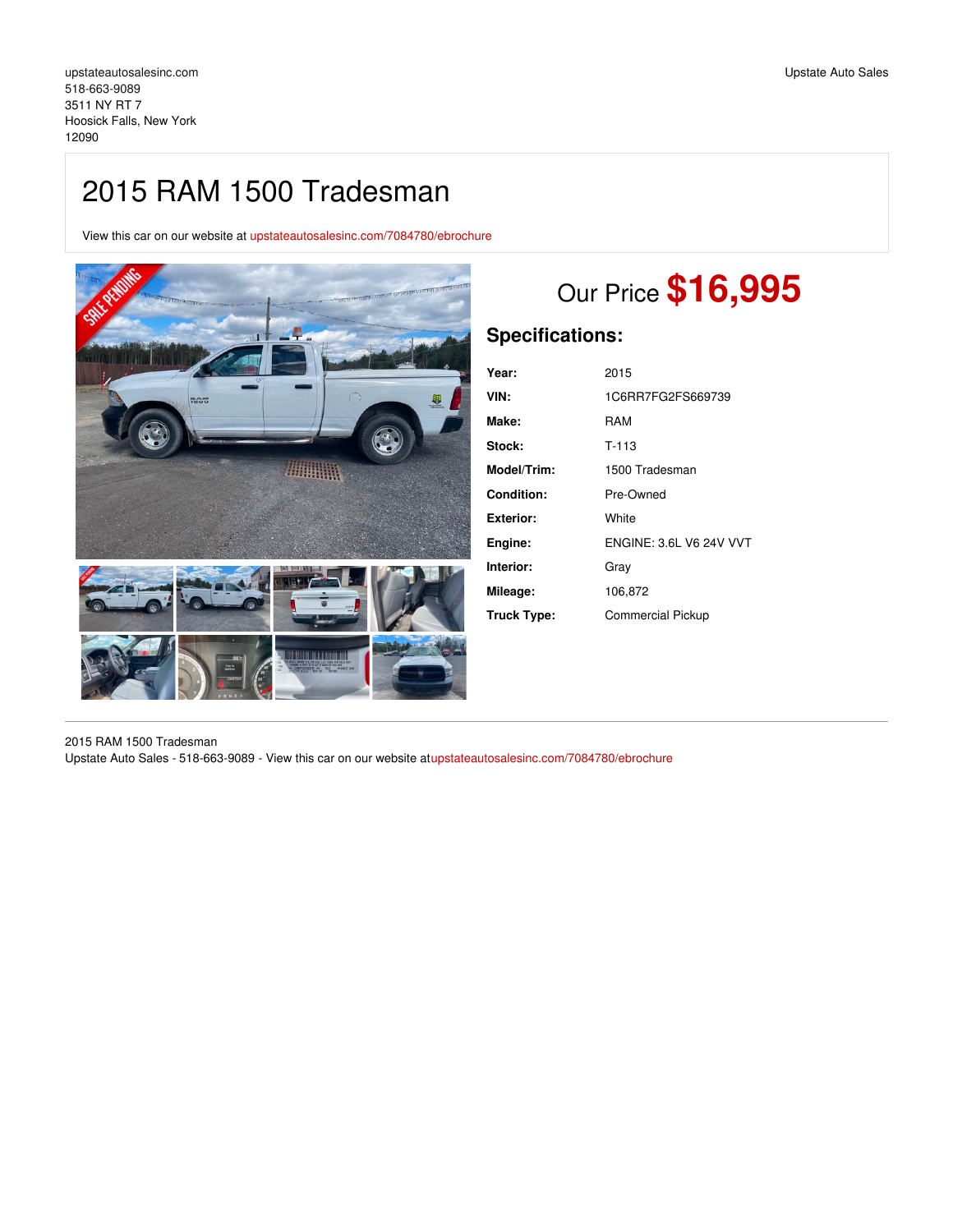upstateautosalesinc.com
518-663-9089
3511 NY RT 7
Hoosick Falls, New York
12090

Upstate Auto Sales

# 2015 RAM 1500 Tradesman

View this car on our website at upstateautosalesinc.com/7084780/ebrochure

## Our Price **$16,995**

## Specifications:

| | |
|---|---|
| **Year:** | 2015 |
| **VIN:** | 1C6RR7FG2FS669739 |
| **Make:** | RAM |
| **Stock:** | T-113 |
| **Model/Trim:** | 1500 Tradesman |
| **Condition:** | Pre-Owned |
| **Exterior:** | White |
| **Engine:** | ENGINE: 3.6L V6 24V VVT |
| **Interior:** | Gray |
| **Mileage:** | 106,872 |
| **Truck Type:** | Commercial Pickup |

2015 RAM 1500 Tradesman
Upstate Auto Sales - 518-663-9089 - View this car on our website atupstateautosalesinc.com/7084780/ebrochure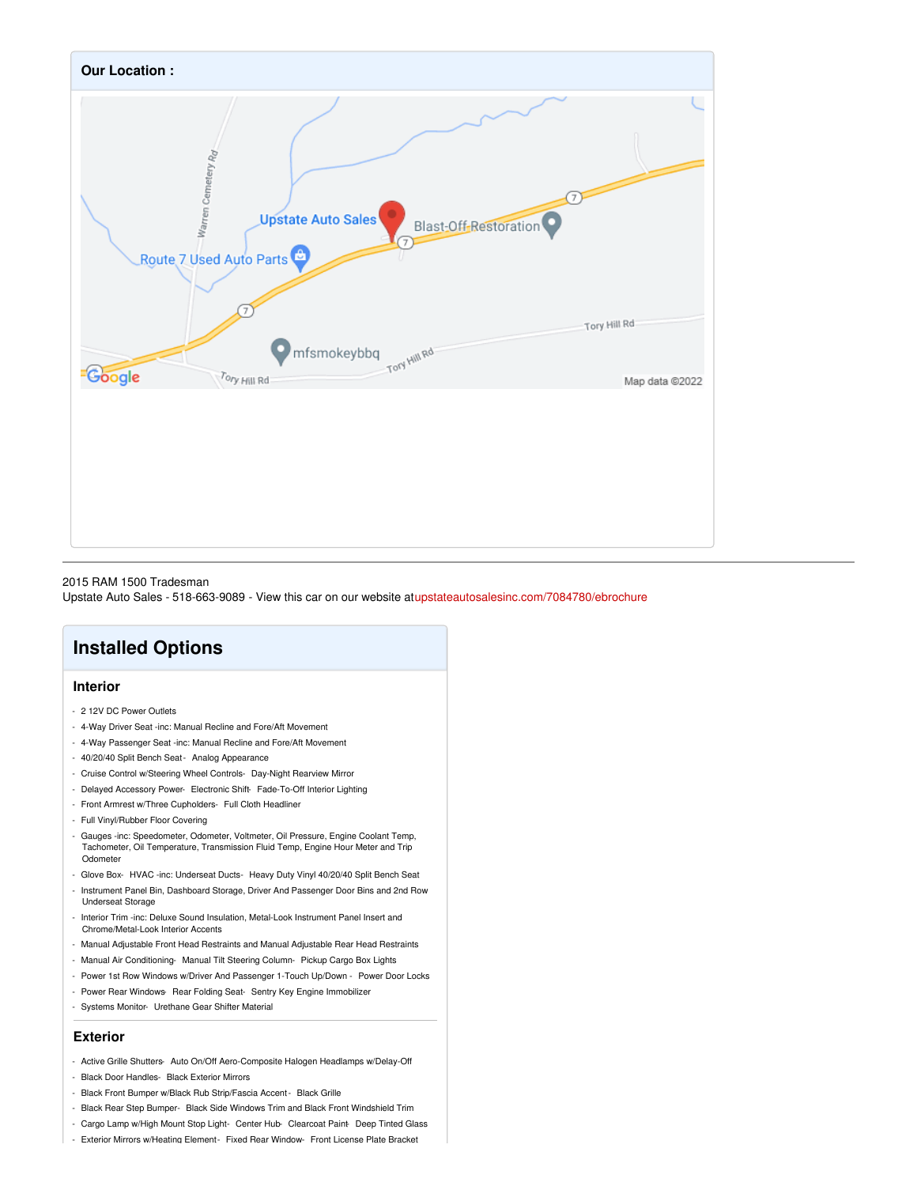## Our Location :

2015 RAM 1500 Tradesman
Upstate Auto Sales - 518-663-9089 - View this car on our website at upstateautosalesinc.com/7084780/ebrochure

# Installed Options

## Interior

- 2 12V DC Power Outlets
- 4-Way Driver Seat -inc: Manual Recline and Fore/Aft Movement
- 4-Way Passenger Seat -inc: Manual Recline and Fore/Aft Movement
- 40/20/40 Split Bench Seat - Analog Appearance
- Cruise Control w/Steering Wheel Controls - Day-Night Rearview Mirror
- Delayed Accessory Power - Electronic Shift - Fade-To-Off Interior Lighting
- Front Armrest w/Three Cupholders - Full Cloth Headliner
- Full Vinyl/Rubber Floor Covering
- Gauges -inc: Speedometer, Odometer, Voltmeter, Oil Pressure, Engine Coolant Temp, Tachometer, Oil Temperature, Transmission Fluid Temp, Engine Hour Meter and Trip Odometer
- Glove Box - HVAC -inc: Underseat Ducts - Heavy Duty Vinyl 40/20/40 Split Bench Seat
- Instrument Panel Bin, Dashboard Storage, Driver And Passenger Door Bins and 2nd Row Underseat Storage
- Interior Trim -inc: Deluxe Sound Insulation, Metal-Look Instrument Panel Insert and Chrome/Metal-Look Interior Accents
- Manual Adjustable Front Head Restraints and Manual Adjustable Rear Head Restraints
- Manual Air Conditioning - Manual Tilt Steering Column - Pickup Cargo Box Lights
- Power 1st Row Windows w/Driver And Passenger 1-Touch Up/Down - Power Door Locks
- Power Rear Windows - Rear Folding Seat - Sentry Key Engine Immobilizer
- Systems Monitor - Urethane Gear Shifter Material

## Exterior

- Active Grille Shutters - Auto On/Off Aero-Composite Halogen Headlamps w/Delay-Off
- Black Door Handles - Black Exterior Mirrors
- Black Front Bumper w/Black Rub Strip/Fascia Accent - Black Grille
- Black Rear Step Bumper - Black Side Windows Trim and Black Front Windshield Trim
- Cargo Lamp w/High Mount Stop Light - Center Hub - Clearcoat Paint - Deep Tinted Glass
- Exterior Mirrors w/Heating Element - Fixed Rear Window - Front License Plate Bracket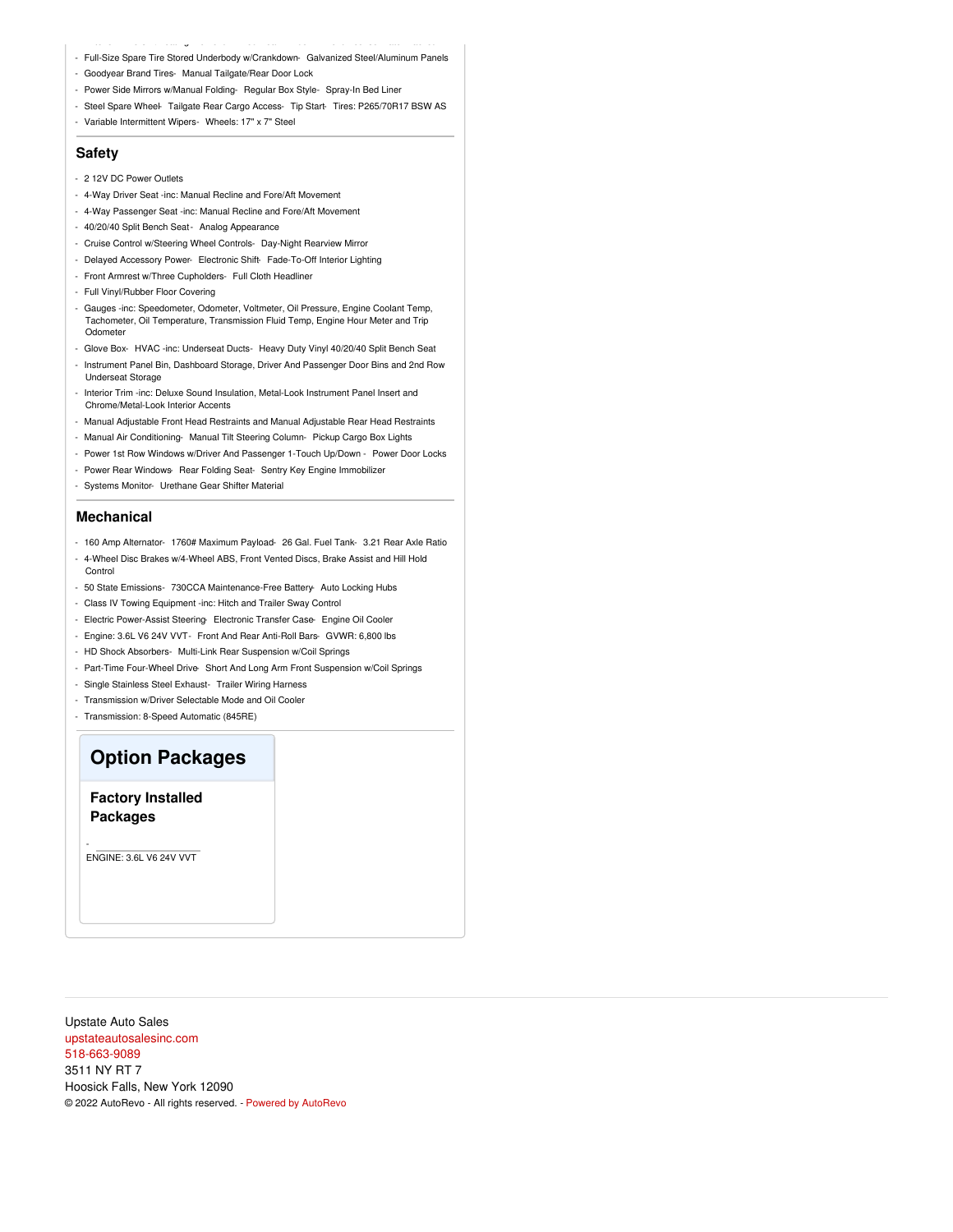- Full-Size Spare Tire Stored Underbody w/Crankdown- Galvanized Steel/Aluminum Panels
- Goodyear Brand Tires- Manual Tailgate/Rear Door Lock
- Power Side Mirrors w/Manual Folding- Regular Box Style- Spray-In Bed Liner
- Steel Spare Wheel- Tailgate Rear Cargo Access- Tip Start- Tires: P265/70R17 BSW AS
- Variable Intermittent Wipers- Wheels: 17" x 7" Steel

## Safety

- 2 12V DC Power Outlets
- 4-Way Driver Seat -inc: Manual Recline and Fore/Aft Movement
- 4-Way Passenger Seat -inc: Manual Recline and Fore/Aft Movement
- 40/20/40 Split Bench Seat - Analog Appearance
- Cruise Control w/Steering Wheel Controls- Day-Night Rearview Mirror
- Delayed Accessory Power- Electronic Shift- Fade-To-Off Interior Lighting
- Front Armrest w/Three Cupholders- Full Cloth Headliner
- Full Vinyl/Rubber Floor Covering
- Gauges -inc: Speedometer, Odometer, Voltmeter, Oil Pressure, Engine Coolant Temp, Tachometer, Oil Temperature, Transmission Fluid Temp, Engine Hour Meter and Trip Odometer
- Glove Box- HVAC -inc: Underseat Ducts- Heavy Duty Vinyl 40/20/40 Split Bench Seat
- Instrument Panel Bin, Dashboard Storage, Driver And Passenger Door Bins and 2nd Row Underseat Storage
- Interior Trim -inc: Deluxe Sound Insulation, Metal-Look Instrument Panel Insert and Chrome/Metal-Look Interior Accents
- Manual Adjustable Front Head Restraints and Manual Adjustable Rear Head Restraints
- Manual Air Conditioning- Manual Tilt Steering Column- Pickup Cargo Box Lights
- Power 1st Row Windows w/Driver And Passenger 1-Touch Up/Down - Power Door Locks
- Power Rear Windows- Rear Folding Seat- Sentry Key Engine Immobilizer
- Systems Monitor- Urethane Gear Shifter Material

## Mechanical

- 160 Amp Alternator- 1760# Maximum Payload- 26 Gal. Fuel Tank- 3.21 Rear Axle Ratio
- 4-Wheel Disc Brakes w/4-Wheel ABS, Front Vented Discs, Brake Assist and Hill Hold Control
- 50 State Emissions- 730CCA Maintenance-Free Battery- Auto Locking Hubs
- Class IV Towing Equipment -inc: Hitch and Trailer Sway Control
- Electric Power-Assist Steering- Electronic Transfer Case- Engine Oil Cooler
- Engine: 3.6L V6 24V VVT- Front And Rear Anti-Roll Bars- GVWR: 6,800 lbs
- HD Shock Absorbers- Multi-Link Rear Suspension w/Coil Springs
- Part-Time Four-Wheel Drive- Short And Long Arm Front Suspension w/Coil Springs
- Single Stainless Steel Exhaust- Trailer Wiring Harness
- Transmission w/Driver Selectable Mode and Oil Cooler
- Transmission: 8-Speed Automatic (845RE)

## Option Packages

### Factory Installed Packages

- ENGINE: 3.6L V6 24V VVT

Upstate Auto Sales
upstateautosalesinc.com
518-663-9089
3511 NY RT 7
Hoosick Falls, New York 12090
© 2022 AutoRevo - All rights reserved. - Powered by AutoRevo